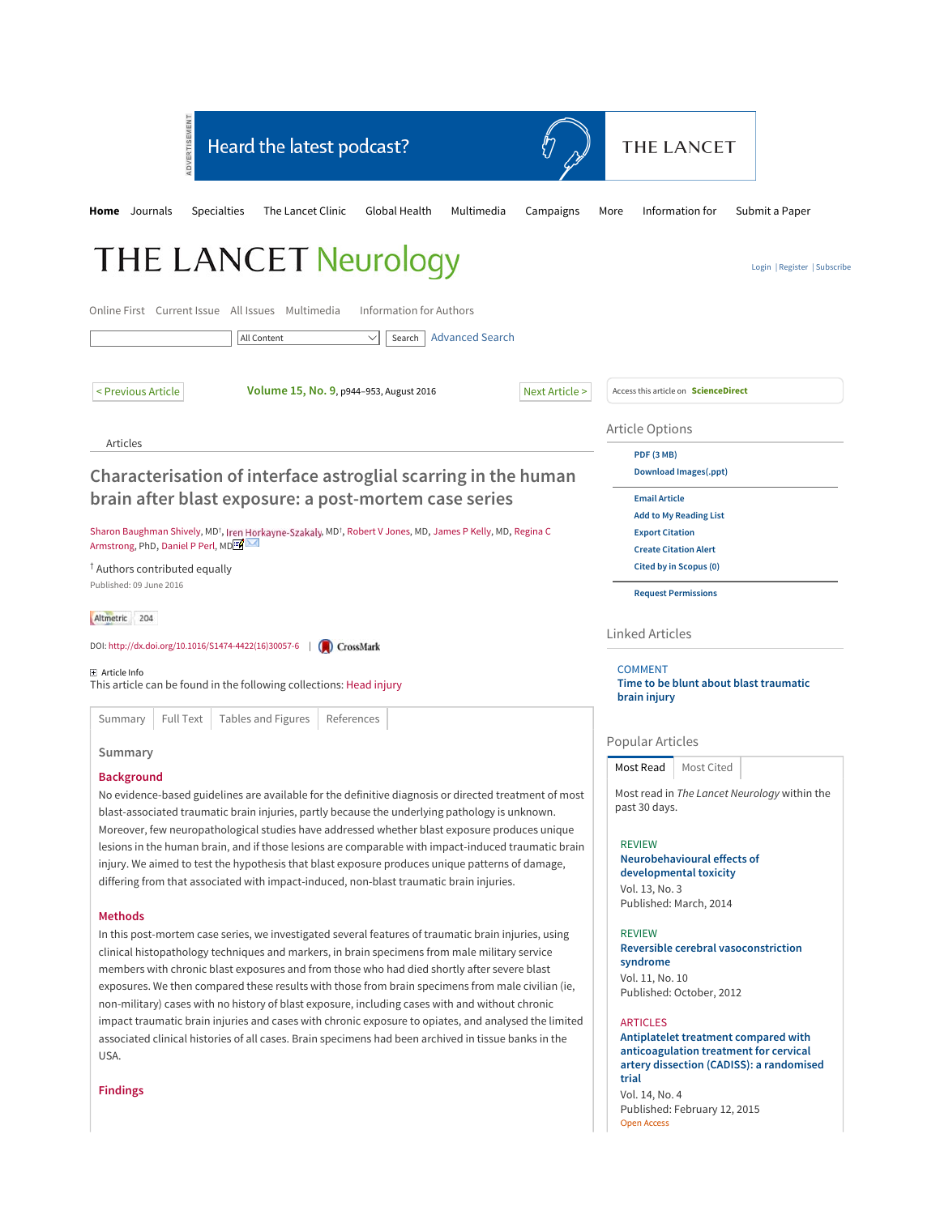Articles

# Characterisation of interface astroglial scarring in the human brain after blast exposure: a post-mortem case series

Sharon Baughman Shively, MD[†], Iren Horkayne-Szakaly, MD[†], Robert V Jones, MD, James P Kelly, MD, Regina C Armstrong, PhD, Daniel P Perl, MD

[†] Authors contributed equally

Published: 09 June 2016

DOI: http://dx.doi.org/10.1016/S1474-4422(16)30057-6

This article can be found in the following collections: Head injury

## Summary

### Background

No evidence-based guidelines are available for the definitive diagnosis or directed treatment of most blast-associated traumatic brain injuries, partly because the underlying pathology is unknown. Moreover, few neuropathological studies have addressed whether blast exposure produces unique lesions in the human brain, and if those lesions are comparable with impact-induced traumatic brain injury. We aimed to test the hypothesis that blast exposure produces unique patterns of damage, differing from that associated with impact-induced, non-blast traumatic brain injuries.

### Methods

In this post-mortem case series, we investigated several features of traumatic brain injuries, using clinical histopathology techniques and markers, in brain specimens from male military service members with chronic blast exposures and from those who had died shortly after severe blast exposures. We then compared these results with those from brain specimens from male civilian (ie, non-military) cases with no history of blast exposure, including cases with and without chronic impact traumatic brain injuries and cases with chronic exposure to opiates, and analysed the limited associated clinical histories of all cases. Brain specimens had been archived in tissue banks in the USA.

### Findings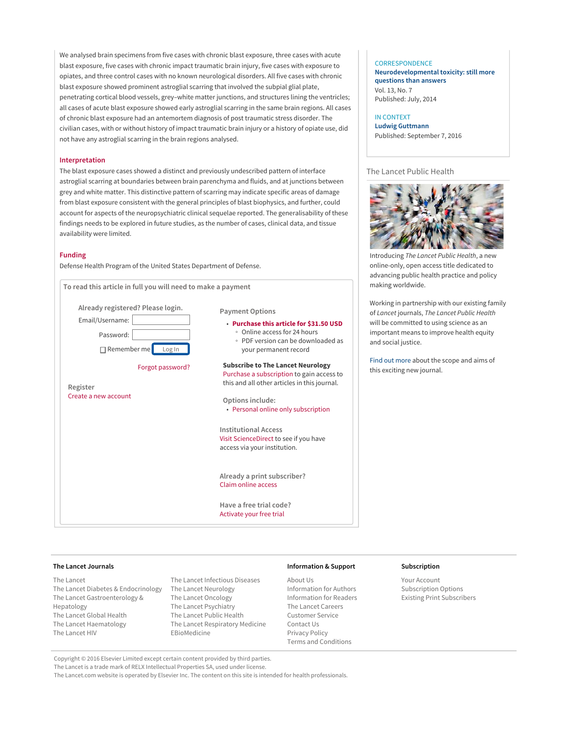We analysed brain specimens from five cases with chronic blast exposure, three cases with acute blast exposure, five cases with chronic impact traumatic brain injury, five cases with exposure to opiates, and three control cases with no known neurological disorders. All five cases with chronic blast exposure showed prominent astroglial scarring that involved the subpial glial plate, penetrating cortical blood vessels, grey–white matter junctions, and structures lining the ventricles; all cases of acute blast exposure showed early astroglial scarring in the same brain regions. All cases of chronic blast exposure had an antemortem diagnosis of post traumatic stress disorder. The civilian cases, with or without history of impact traumatic brain injury or a history of opiate use, did not have any astroglial scarring in the brain regions analysed.

### Interpretation

The blast exposure cases showed a distinct and previously undescribed pattern of interface astroglial scarring at boundaries between brain parenchyma and fluids, and at junctions between grey and white matter. This distinctive pattern of scarring may indicate specific areas of damage from blast exposure consistent with the general principles of blast biophysics, and further, could account for aspects of the neuropsychiatric clinical sequelae reported. The generalisability of these findings needs to be explored in future studies, as the number of cases, clinical data, and tissue availability were limited.

### Funding

Defense Health Program of the United States Department of Defense.

**To read this article in full you will need to make a payment**

Already registered? Please login.

Email/Username:

Password:

Remember me Log In

Forgot password?

Register

Create a new account

Payment Options

- **Purchase this article for $31.50 USD**
  - Online access for 24 hours
  - PDF version can be downloaded as your permanent record

**Subscribe to The Lancet Neurology**

Purchase a subscription to gain access to this and all other articles in this journal.

Options include:

- Personal online only subscription

Institutional Access

Visit ScienceDirect to see if you have access via your institution.

Already a print subscriber?

Claim online access

Have a free trial code?

Activate your free trial

CORRESPONDENCE

**Neurodevelopmental toxicity: still more questions than answers**

Vol. 13, No. 7
Published: July, 2014

IN CONTEXT

**Ludwig Guttmann**

Published: September 7, 2016

The Lancet Public Health

Introducing *The Lancet Public Health*, a new online-only, open access title dedicated to advancing public health practice and policy making worldwide.

Working in partnership with our existing family of *Lancet* journals, *The Lancet Public Health* will be committed to using science as an important means to improve health equity and social justice.

Find out more about the scope and aims of this exciting new journal.

**The Lancet Journals**

The Lancet
The Lancet Diabetes & Endocrinology
The Lancet Gastroenterology & Hepatology
The Lancet Global Health
The Lancet Haematology
The Lancet HIV
The Lancet Infectious Diseases
The Lancet Neurology
The Lancet Oncology
The Lancet Psychiatry
The Lancet Public Health
The Lancet Respiratory Medicine
EBioMedicine

**Information & Support**

About Us
Information for Authors
Information for Readers
The Lancet Careers
Customer Service
Contact Us
Privacy Policy
Terms and Conditions

**Subscription**

Your Account
Subscription Options
Existing Print Subscribers

Copyright © 2016 Elsevier Limited except certain content provided by third parties.
The Lancet is a trade mark of RELX Intellectual Properties SA, used under license.
The Lancet.com website is operated by Elsevier Inc. The content on this site is intended for health professionals.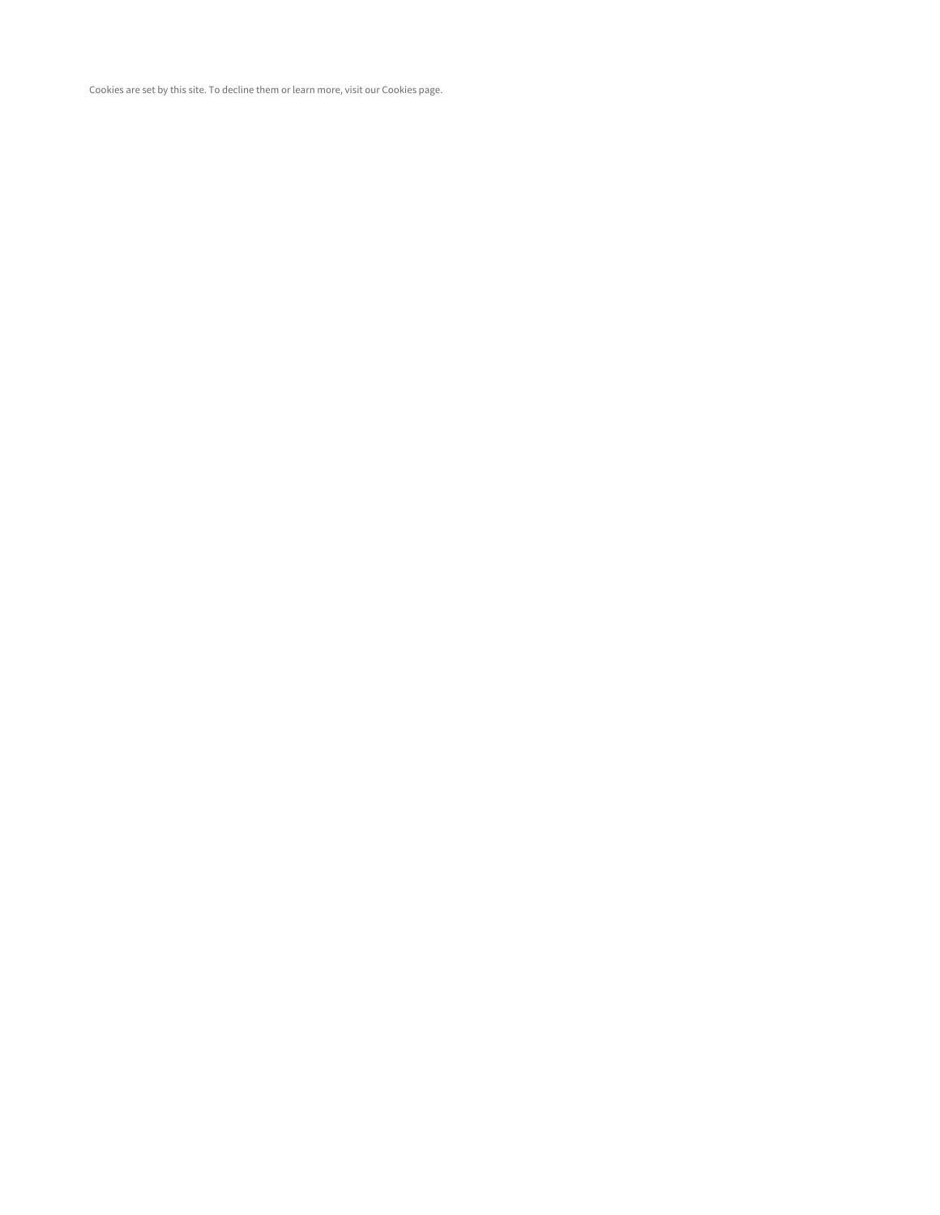Cookies are set by this site. To decline them or learn more, visit our Cookies page.